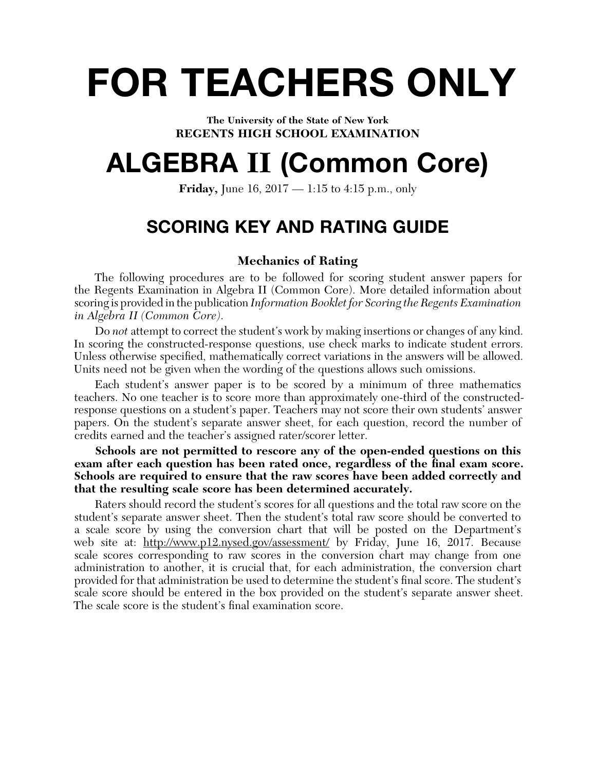# FOR TEACHERS ONLY

**The University of the State of New York**
**REGENTS HIGH SCHOOL EXAMINATION**

# ALGEBRA II (Common Core)

**Friday,** June 16, 2017 — 1:15 to 4:15 p.m., only

## SCORING KEY AND RATING GUIDE

### Mechanics of Rating

The following procedures are to be followed for scoring student answer papers for the Regents Examination in Algebra II (Common Core). More detailed information about scoring is provided in the publication *Information Booklet for Scoring the Regents Examination in Algebra II (Common Core)*.

Do *not* attempt to correct the student's work by making insertions or changes of any kind. In scoring the constructed-response questions, use check marks to indicate student errors. Unless otherwise specified, mathematically correct variations in the answers will be allowed. Units need not be given when the wording of the questions allows such omissions.

Each student's answer paper is to be scored by a minimum of three mathematics teachers. No one teacher is to score more than approximately one-third of the constructed-response questions on a student's paper. Teachers may not score their own students' answer papers. On the student's separate answer sheet, for each question, record the number of credits earned and the teacher's assigned rater/scorer letter.

**Schools are not permitted to rescore any of the open-ended questions on this exam after each question has been rated once, regardless of the final exam score. Schools are required to ensure that the raw scores have been added correctly and that the resulting scale score has been determined accurately.**

Raters should record the student's scores for all questions and the total raw score on the student's separate answer sheet. Then the student's total raw score should be converted to a scale score by using the conversion chart that will be posted on the Department's web site at: http://www.p12.nysed.gov/assessment/ by Friday, June 16, 2017. Because scale scores corresponding to raw scores in the conversion chart may change from one administration to another, it is crucial that, for each administration, the conversion chart provided for that administration be used to determine the student's final score. The student's scale score should be entered in the box provided on the student's separate answer sheet. The scale score is the student's final examination score.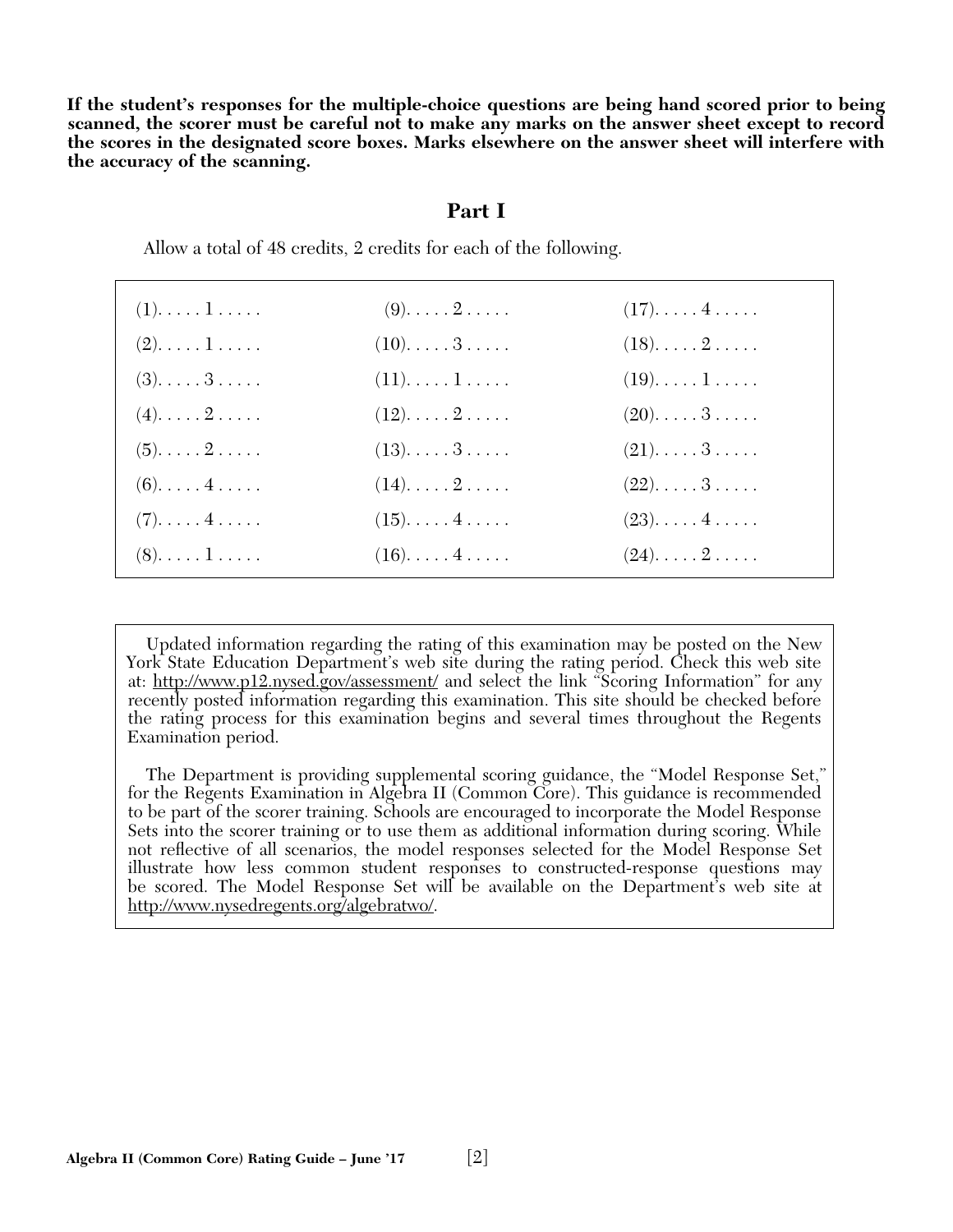**If the student's responses for the multiple-choice questions are being hand scored prior to being scanned, the scorer must be careful not to make any marks on the answer sheet except to record the scores in the designated score boxes. Marks elsewhere on the answer sheet will interfere with the accuracy of the scanning.**

## Part I

Allow a total of 48 credits, 2 credits for each of the following.

| | | |
|---|---|---|
| (1). . . . . 1 . . . . . | (9). . . . . 2 . . . . . | (17). . . . . 4 . . . . . |
| (2). . . . . 1 . . . . . | (10). . . . . 3 . . . . . | (18). . . . . 2 . . . . . |
| (3). . . . . 3 . . . . . | (11). . . . . 1 . . . . . | (19). . . . . 1 . . . . . |
| (4). . . . . 2 . . . . . | (12). . . . . 2 . . . . . | (20). . . . . 3 . . . . . |
| (5). . . . . 2 . . . . . | (13). . . . . 3 . . . . . | (21). . . . . 3 . . . . . |
| (6). . . . . 4 . . . . . | (14). . . . . 2 . . . . . | (22). . . . . 3 . . . . . |
| (7). . . . . 4 . . . . . | (15). . . . . 4 . . . . . | (23). . . . . 4 . . . . . |
| (8). . . . . 1 . . . . . | (16). . . . . 4 . . . . . | (24). . . . . 2 . . . . . |

Updated information regarding the rating of this examination may be posted on the New York State Education Department's web site during the rating period. Check this web site at: http://www.p12.nysed.gov/assessment/ and select the link "Scoring Information" for any recently posted information regarding this examination. This site should be checked before the rating process for this examination begins and several times throughout the Regents Examination period.

The Department is providing supplemental scoring guidance, the "Model Response Set," for the Regents Examination in Algebra II (Common Core). This guidance is recommended to be part of the scorer training. Schools are encouraged to incorporate the Model Response Sets into the scorer training or to use them as additional information during scoring. While not reflective of all scenarios, the model responses selected for the Model Response Set illustrate how less common student responses to constructed-response questions may be scored. The Model Response Set will be available on the Department's web site at http://www.nysedregents.org/algebratwo/.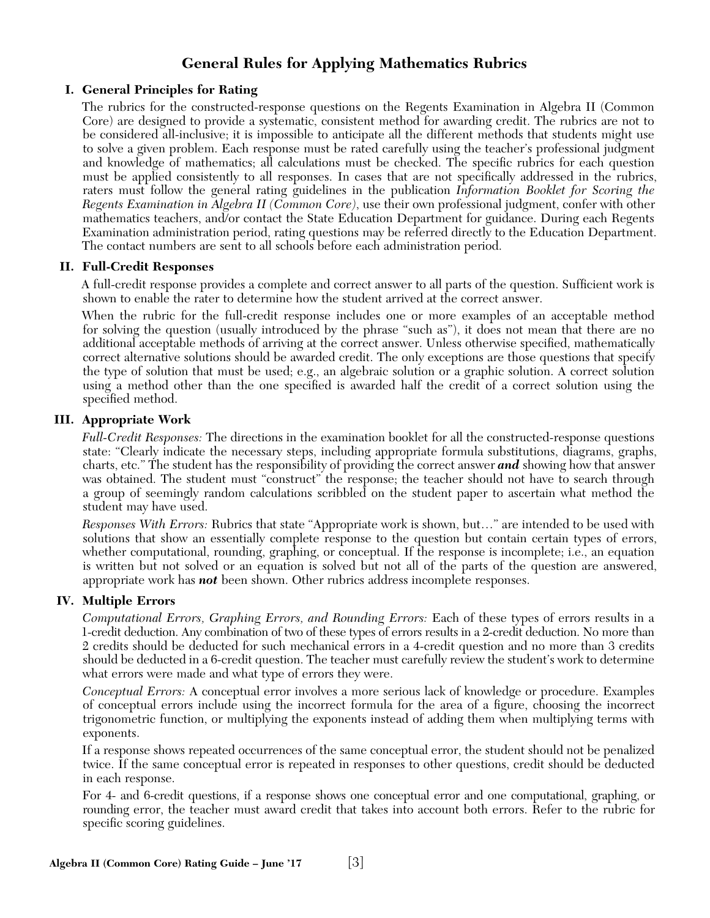# General Rules for Applying Mathematics Rubrics

## I. General Principles for Rating

The rubrics for the constructed-response questions on the Regents Examination in Algebra II (Common Core) are designed to provide a systematic, consistent method for awarding credit. The rubrics are not to be considered all-inclusive; it is impossible to anticipate all the different methods that students might use to solve a given problem. Each response must be rated carefully using the teacher's professional judgment and knowledge of mathematics; all calculations must be checked. The specific rubrics for each question must be applied consistently to all responses. In cases that are not specifically addressed in the rubrics, raters must follow the general rating guidelines in the publication *Information Booklet for Scoring the Regents Examination in Algebra II (Common Core)*, use their own professional judgment, confer with other mathematics teachers, and/or contact the State Education Department for guidance. During each Regents Examination administration period, rating questions may be referred directly to the Education Department. The contact numbers are sent to all schools before each administration period.

## II. Full-Credit Responses

A full-credit response provides a complete and correct answer to all parts of the question. Sufficient work is shown to enable the rater to determine how the student arrived at the correct answer.

When the rubric for the full-credit response includes one or more examples of an acceptable method for solving the question (usually introduced by the phrase "such as"), it does not mean that there are no additional acceptable methods of arriving at the correct answer. Unless otherwise specified, mathematically correct alternative solutions should be awarded credit. The only exceptions are those questions that specify the type of solution that must be used; e.g., an algebraic solution or a graphic solution. A correct solution using a method other than the one specified is awarded half the credit of a correct solution using the specified method.

## III. Appropriate Work

*Full-Credit Responses:* The directions in the examination booklet for all the constructed-response questions state: "Clearly indicate the necessary steps, including appropriate formula substitutions, diagrams, graphs, charts, etc." The student has the responsibility of providing the correct answer ***and*** showing how that answer was obtained. The student must "construct" the response; the teacher should not have to search through a group of seemingly random calculations scribbled on the student paper to ascertain what method the student may have used.

*Responses With Errors:* Rubrics that state "Appropriate work is shown, but…" are intended to be used with solutions that show an essentially complete response to the question but contain certain types of errors, whether computational, rounding, graphing, or conceptual. If the response is incomplete; i.e., an equation is written but not solved or an equation is solved but not all of the parts of the question are answered, appropriate work has ***not*** been shown. Other rubrics address incomplete responses.

## IV. Multiple Errors

*Computational Errors, Graphing Errors, and Rounding Errors:* Each of these types of errors results in a 1-credit deduction. Any combination of two of these types of errors results in a 2-credit deduction. No more than 2 credits should be deducted for such mechanical errors in a 4-credit question and no more than 3 credits should be deducted in a 6-credit question. The teacher must carefully review the student's work to determine what errors were made and what type of errors they were.

*Conceptual Errors:* A conceptual error involves a more serious lack of knowledge or procedure. Examples of conceptual errors include using the incorrect formula for the area of a figure, choosing the incorrect trigonometric function, or multiplying the exponents instead of adding them when multiplying terms with exponents.

If a response shows repeated occurrences of the same conceptual error, the student should not be penalized twice. If the same conceptual error is repeated in responses to other questions, credit should be deducted in each response.

For 4- and 6-credit questions, if a response shows one conceptual error and one computational, graphing, or rounding error, the teacher must award credit that takes into account both errors. Refer to the rubric for specific scoring guidelines.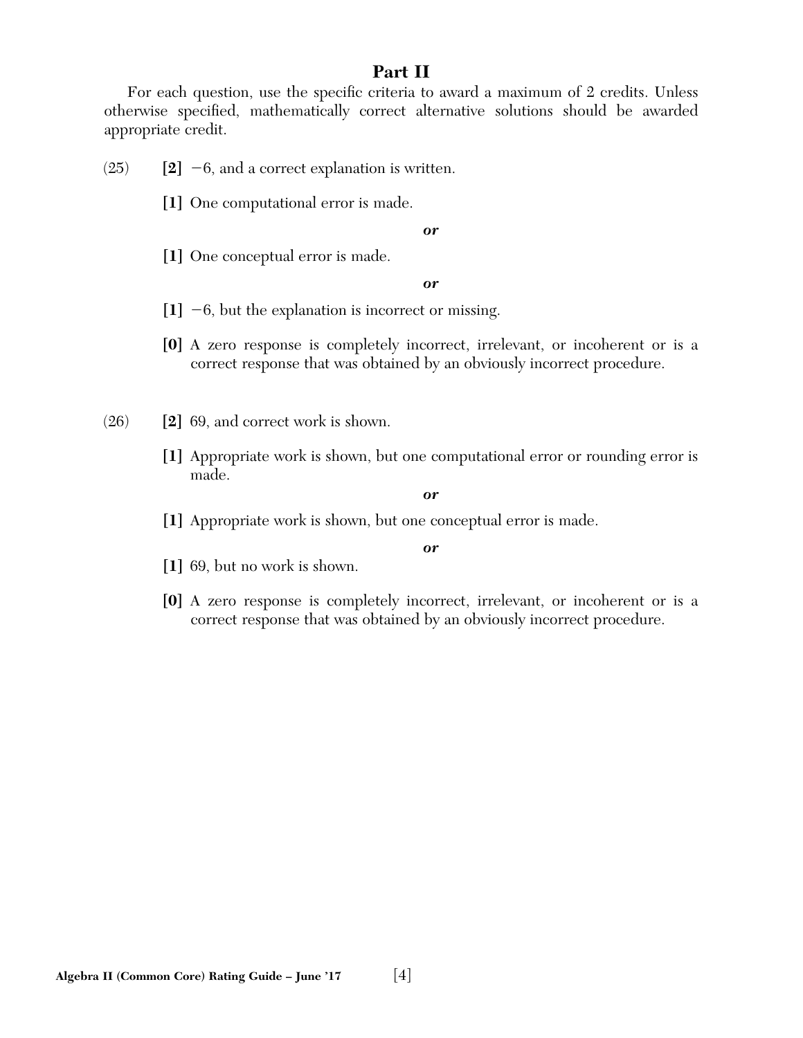## Part II

For each question, use the specific criteria to award a maximum of 2 credits. Unless otherwise specified, mathematically correct alternative solutions should be awarded appropriate credit.

(25) **[2]** $-6$, and a correct explanation is written.

**[1]** One computational error is made.

***or***

**[1]** One conceptual error is made.

***or***

**[1]** $-6$, but the explanation is incorrect or missing.

**[0]** A zero response is completely incorrect, irrelevant, or incoherent or is a correct response that was obtained by an obviously incorrect procedure.

(26) **[2]** 69, and correct work is shown.

**[1]** Appropriate work is shown, but one computational error or rounding error is made.

***or***

**[1]** Appropriate work is shown, but one conceptual error is made.

***or***

**[1]** 69, but no work is shown.

**[0]** A zero response is completely incorrect, irrelevant, or incoherent or is a correct response that was obtained by an obviously incorrect procedure.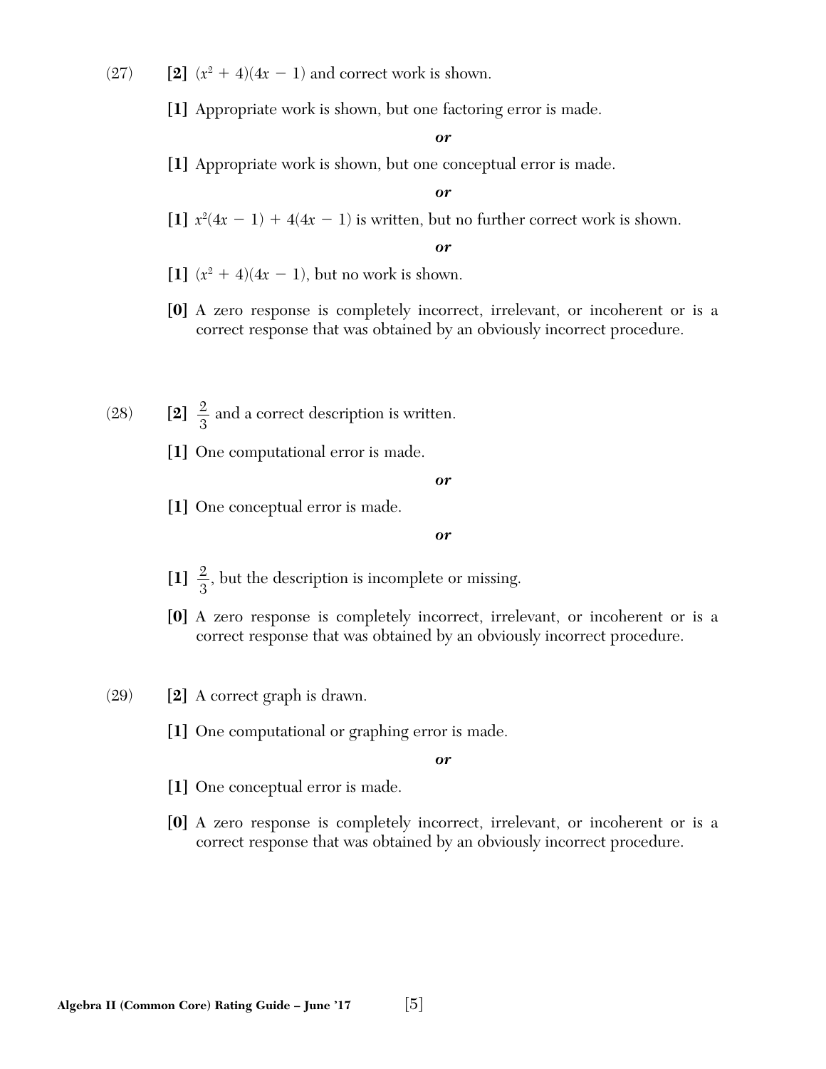(27) **[2]** $(x^2 + 4)(4x - 1)$ and correct work is shown.

**[1]** Appropriate work is shown, but one factoring error is made.

***or***

**[1]** Appropriate work is shown, but one conceptual error is made.

***or***

**[1]** $x^2(4x - 1) + 4(4x - 1)$ is written, but no further correct work is shown.

***or***

**[1]** $(x^2 + 4)(4x - 1)$, but no work is shown.

**[0]** A zero response is completely incorrect, irrelevant, or incoherent or is a correct response that was obtained by an obviously incorrect procedure.

(28) **[2]** $\frac{2}{3}$ and a correct description is written.

**[1]** One computational error is made.

***or***

**[1]** One conceptual error is made.

***or***

**[1]** $\frac{2}{3}$, but the description is incomplete or missing.

**[0]** A zero response is completely incorrect, irrelevant, or incoherent or is a correct response that was obtained by an obviously incorrect procedure.

(29) **[2]** A correct graph is drawn.

**[1]** One computational or graphing error is made.

***or***

**[1]** One conceptual error is made.

**[0]** A zero response is completely incorrect, irrelevant, or incoherent or is a correct response that was obtained by an obviously incorrect procedure.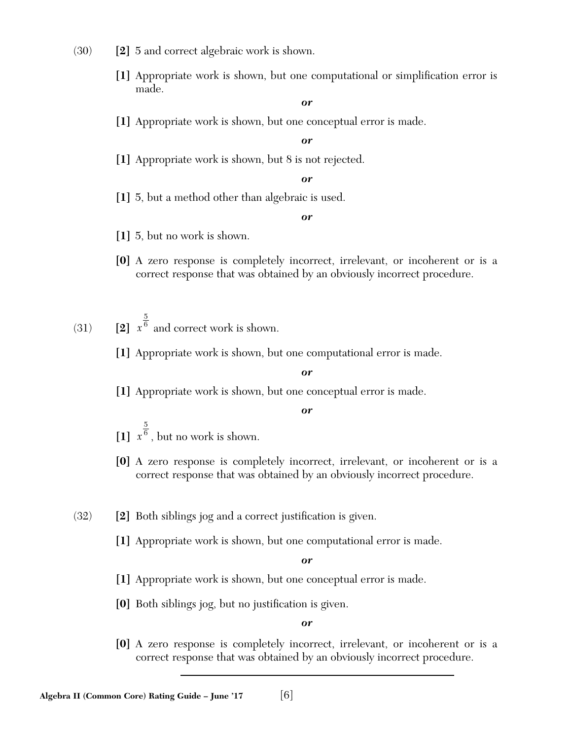(30) **[2]** 5 and correct algebraic work is shown.

**[1]** Appropriate work is shown, but one computational or simplification error is made.

***or***

**[1]** Appropriate work is shown, but one conceptual error is made.

***or***

**[1]** Appropriate work is shown, but 8 is not rejected.

***or***

**[1]** 5, but a method other than algebraic is used.

***or***

**[1]** 5, but no work is shown.

**[0]** A zero response is completely incorrect, irrelevant, or incoherent or is a correct response that was obtained by an obviously incorrect procedure.

(31) **[2]** $x^{\frac{5}{6}}$ and correct work is shown.

**[1]** Appropriate work is shown, but one computational error is made.

***or***

**[1]** Appropriate work is shown, but one conceptual error is made.

***or***

**[1]** $x^{\frac{5}{6}}$, but no work is shown.

**[0]** A zero response is completely incorrect, irrelevant, or incoherent or is a correct response that was obtained by an obviously incorrect procedure.

(32) **[2]** Both siblings jog and a correct justification is given.

**[1]** Appropriate work is shown, but one computational error is made.

***or***

**[1]** Appropriate work is shown, but one conceptual error is made.

**[0]** Both siblings jog, but no justification is given.

***or***

**[0]** A zero response is completely incorrect, irrelevant, or incoherent or is a correct response that was obtained by an obviously incorrect procedure.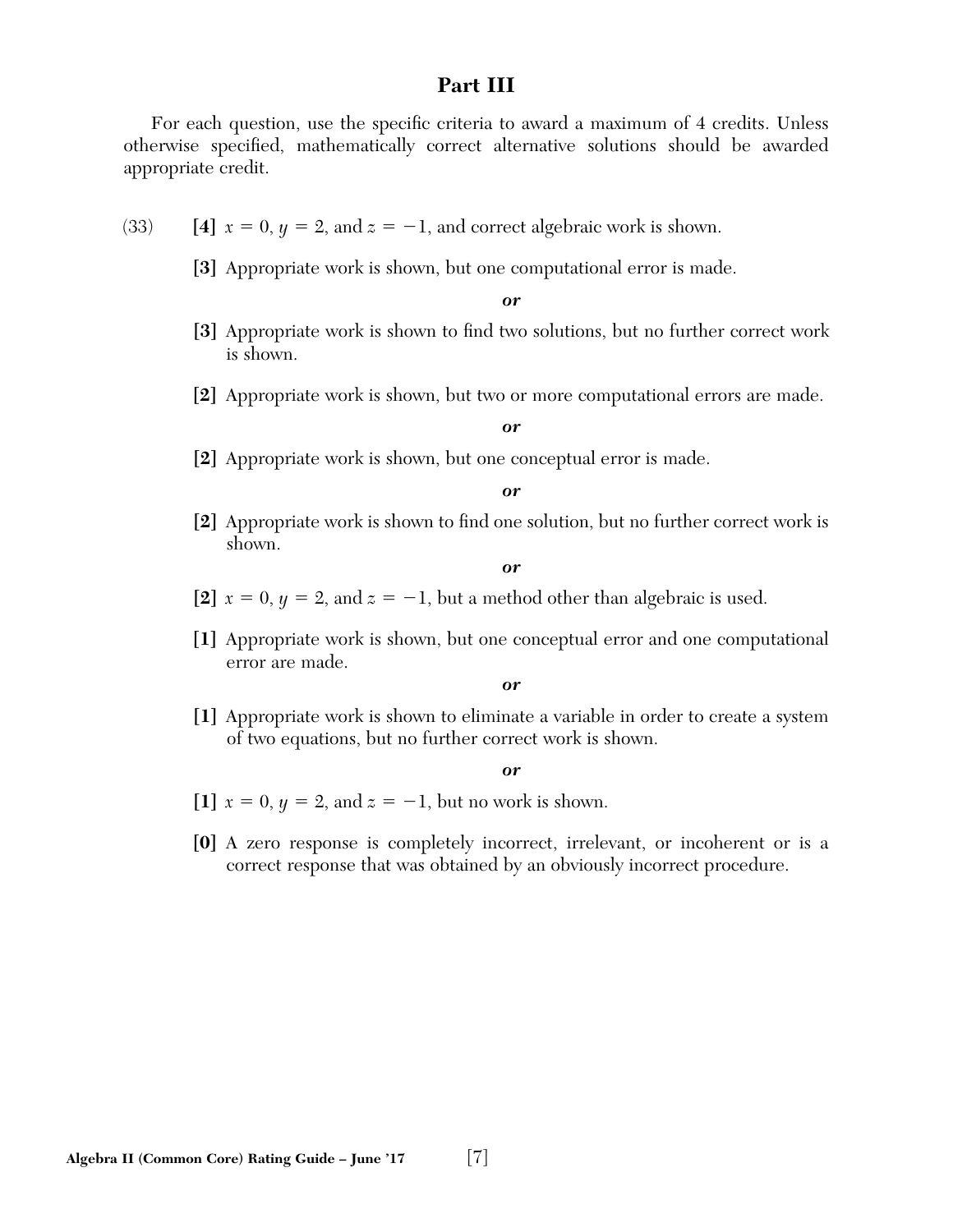## Part III

For each question, use the specific criteria to award a maximum of 4 credits. Unless otherwise specified, mathematically correct alternative solutions should be awarded appropriate credit.

(33) **[4]** $x = 0$, $y = 2$, and $z = -1$, and correct algebraic work is shown.

**[3]** Appropriate work is shown, but one computational error is made.

***or***

**[3]** Appropriate work is shown to find two solutions, but no further correct work is shown.

**[2]** Appropriate work is shown, but two or more computational errors are made.

***or***

**[2]** Appropriate work is shown, but one conceptual error is made.

***or***

**[2]** Appropriate work is shown to find one solution, but no further correct work is shown.

***or***

**[2]** $x = 0$, $y = 2$, and $z = -1$, but a method other than algebraic is used.

**[1]** Appropriate work is shown, but one conceptual error and one computational error are made.

***or***

**[1]** Appropriate work is shown to eliminate a variable in order to create a system of two equations, but no further correct work is shown.

***or***

**[1]** $x = 0$, $y = 2$, and $z = -1$, but no work is shown.

**[0]** A zero response is completely incorrect, irrelevant, or incoherent or is a correct response that was obtained by an obviously incorrect procedure.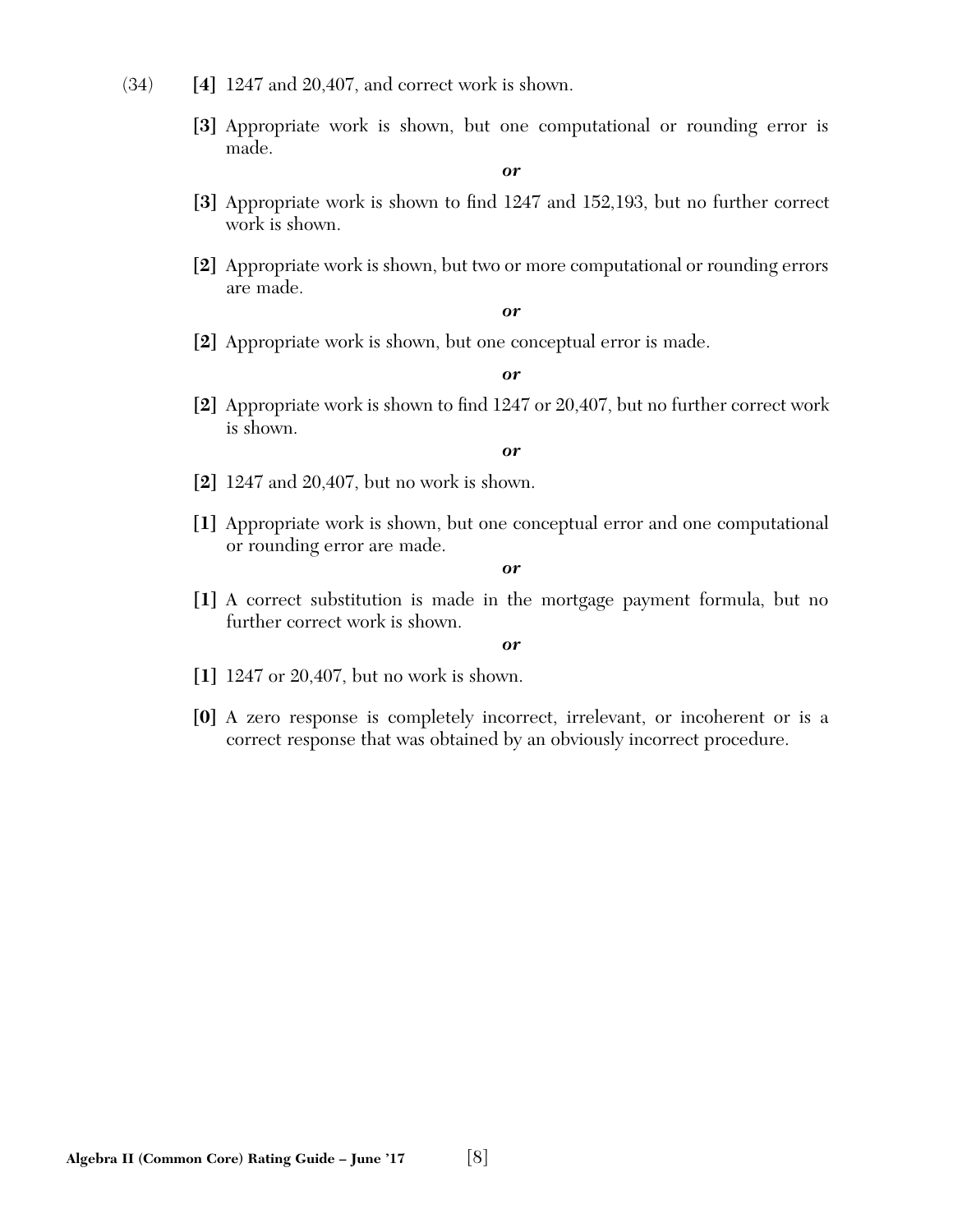(34) **[4]** 1247 and 20,407, and correct work is shown.

**[3]** Appropriate work is shown, but one computational or rounding error is made.

*or*

**[3]** Appropriate work is shown to find 1247 and 152,193, but no further correct work is shown.

**[2]** Appropriate work is shown, but two or more computational or rounding errors are made.

*or*

**[2]** Appropriate work is shown, but one conceptual error is made.

*or*

**[2]** Appropriate work is shown to find 1247 or 20,407, but no further correct work is shown.

*or*

**[2]** 1247 and 20,407, but no work is shown.

**[1]** Appropriate work is shown, but one conceptual error and one computational or rounding error are made.

*or*

**[1]** A correct substitution is made in the mortgage payment formula, but no further correct work is shown.

*or*

**[1]** 1247 or 20,407, but no work is shown.

**[0]** A zero response is completely incorrect, irrelevant, or incoherent or is a correct response that was obtained by an obviously incorrect procedure.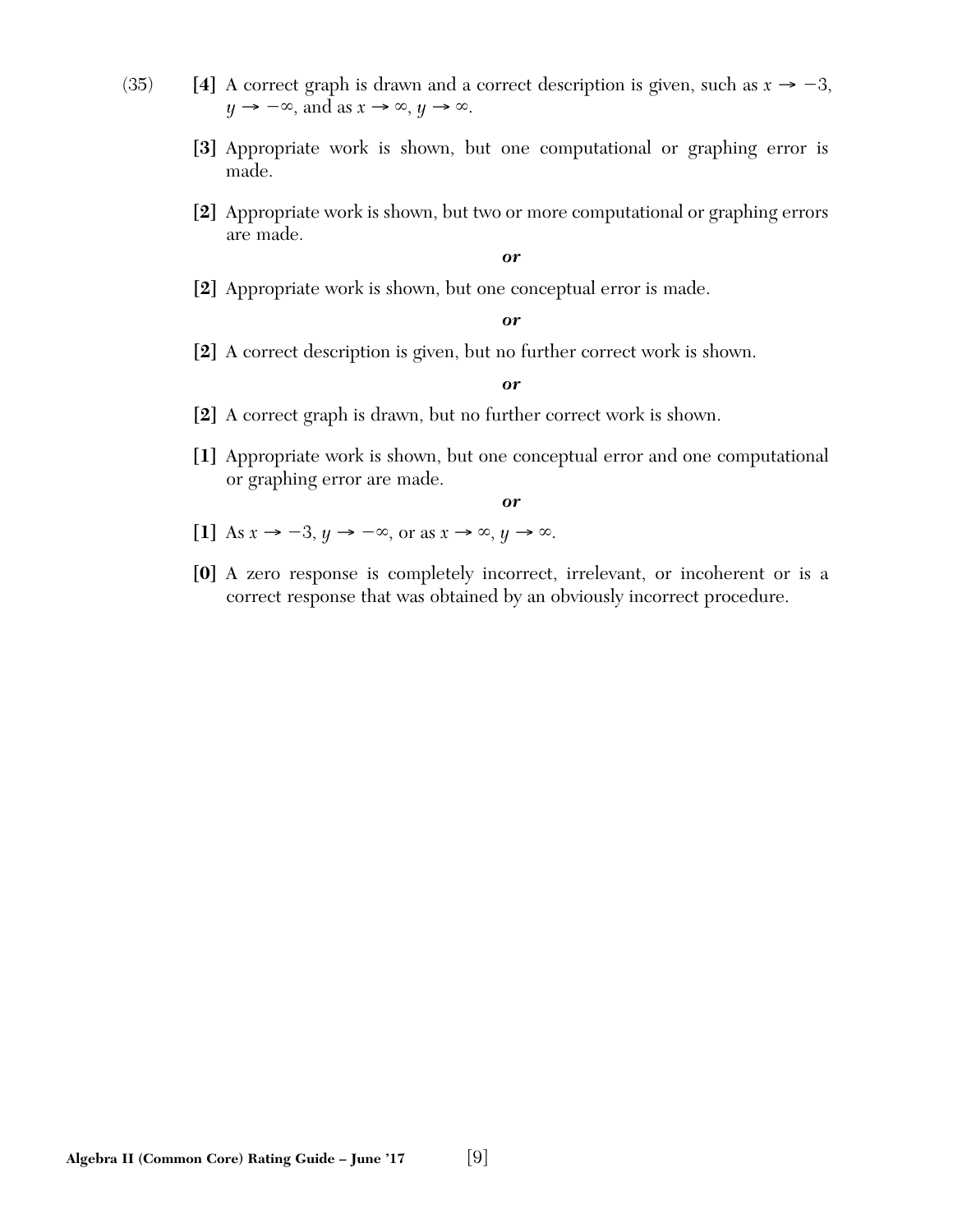(35) **[4]** A correct graph is drawn and a correct description is given, such as $x \to -3$, $y \to -\infty$, and as $x \to \infty$, $y \to \infty$.

**[3]** Appropriate work is shown, but one computational or graphing error is made.

**[2]** Appropriate work is shown, but two or more computational or graphing errors are made.

***or***

**[2]** Appropriate work is shown, but one conceptual error is made.

***or***

**[2]** A correct description is given, but no further correct work is shown.

***or***

**[2]** A correct graph is drawn, but no further correct work is shown.

**[1]** Appropriate work is shown, but one conceptual error and one computational or graphing error are made.

***or***

**[1]** As $x \to -3$, $y \to -\infty$, or as $x \to \infty$, $y \to \infty$.

**[0]** A zero response is completely incorrect, irrelevant, or incoherent or is a correct response that was obtained by an obviously incorrect procedure.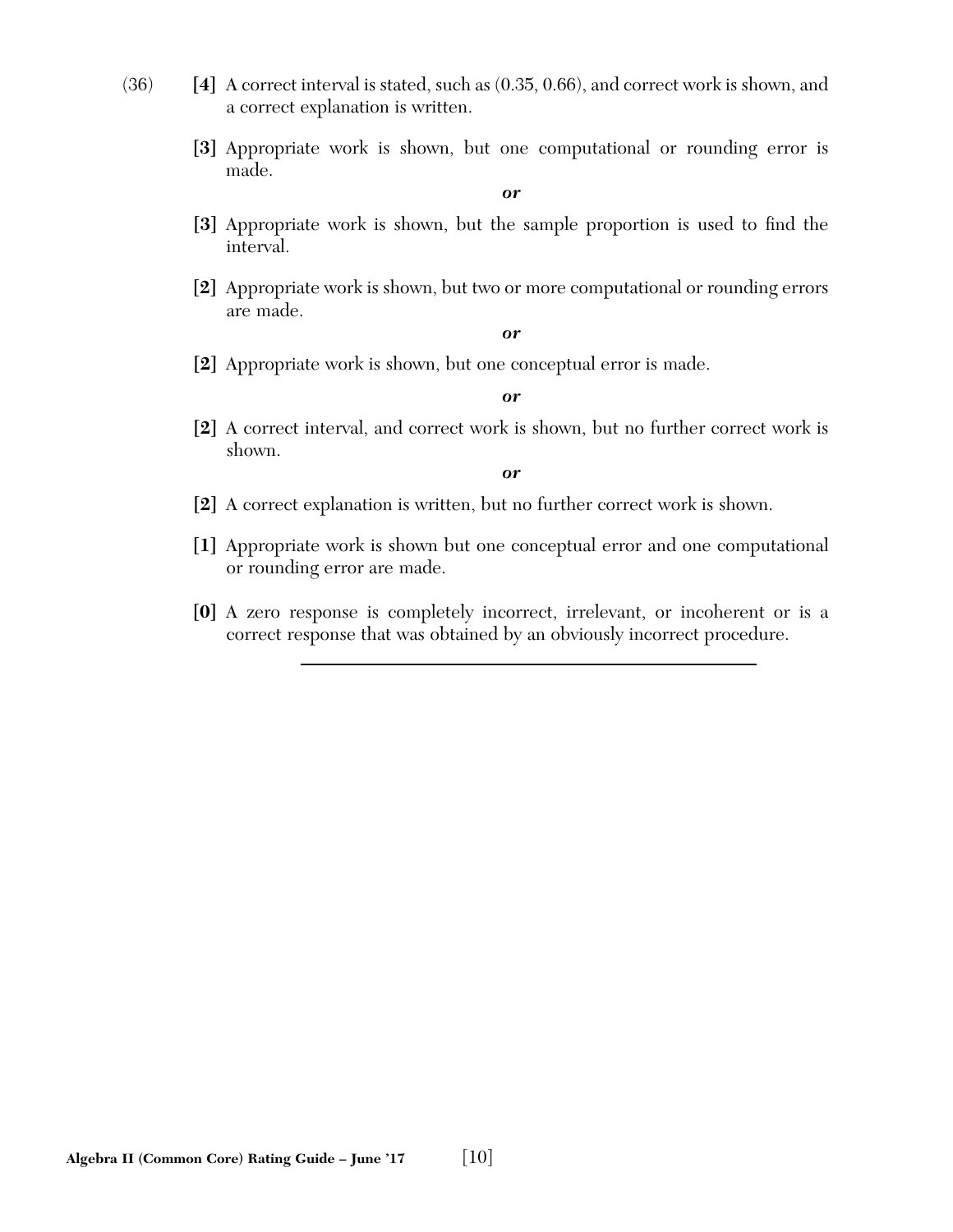(36) **[4]** A correct interval is stated, such as (0.35, 0.66), and correct work is shown, and a correct explanation is written.

**[3]** Appropriate work is shown, but one computational or rounding error is made.

***or***

**[3]** Appropriate work is shown, but the sample proportion is used to find the interval.

**[2]** Appropriate work is shown, but two or more computational or rounding errors are made.

***or***

**[2]** Appropriate work is shown, but one conceptual error is made.

***or***

**[2]** A correct interval, and correct work is shown, but no further correct work is shown.

***or***

**[2]** A correct explanation is written, but no further correct work is shown.

**[1]** Appropriate work is shown but one conceptual error and one computational or rounding error are made.

**[0]** A zero response is completely incorrect, irrelevant, or incoherent or is a correct response that was obtained by an obviously incorrect procedure.

---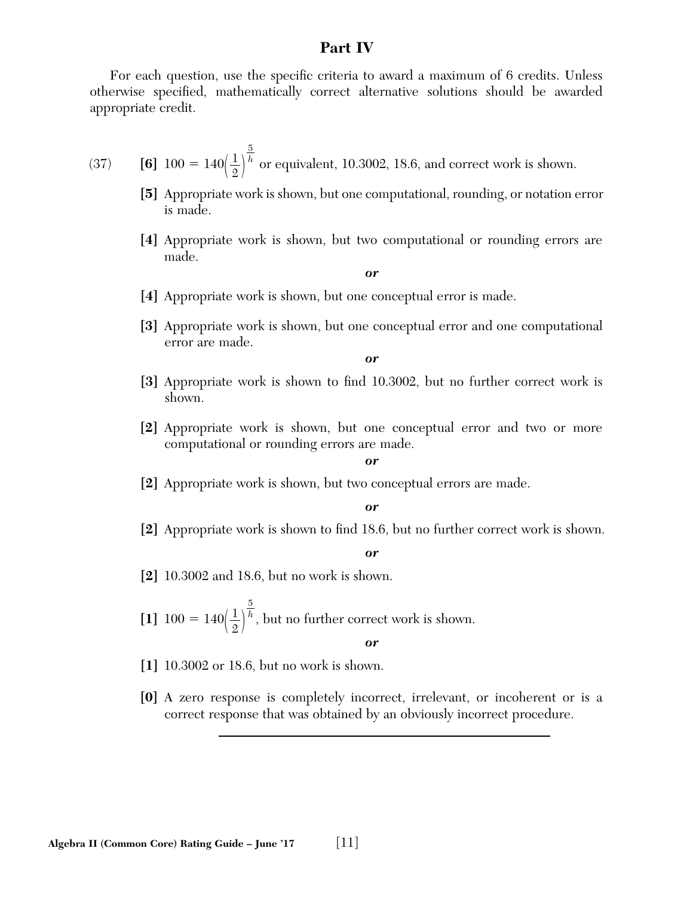## Part IV

For each question, use the specific criteria to award a maximum of 6 credits. Unless otherwise specified, mathematically correct alternative solutions should be awarded appropriate credit.

(37) **[6]** $100 = 140\left(\frac{1}{2}\right)^{\frac{5}{h}}$ or equivalent, 10.3002, 18.6, and correct work is shown.

**[5]** Appropriate work is shown, but one computational, rounding, or notation error is made.

**[4]** Appropriate work is shown, but two computational or rounding errors are made.

***or***

**[4]** Appropriate work is shown, but one conceptual error is made.

**[3]** Appropriate work is shown, but one conceptual error and one computational error are made.

***or***

**[3]** Appropriate work is shown to find 10.3002, but no further correct work is shown.

**[2]** Appropriate work is shown, but one conceptual error and two or more computational or rounding errors are made.

***or***

**[2]** Appropriate work is shown, but two conceptual errors are made.

***or***

**[2]** Appropriate work is shown to find 18.6, but no further correct work is shown.

***or***

**[2]** 10.3002 and 18.6, but no work is shown.

**[1]** $100 = 140\left(\frac{1}{2}\right)^{\frac{5}{h}}$, but no further correct work is shown.

***or***

**[1]** 10.3002 or 18.6, but no work is shown.

**[0]** A zero response is completely incorrect, irrelevant, or incoherent or is a correct response that was obtained by an obviously incorrect procedure.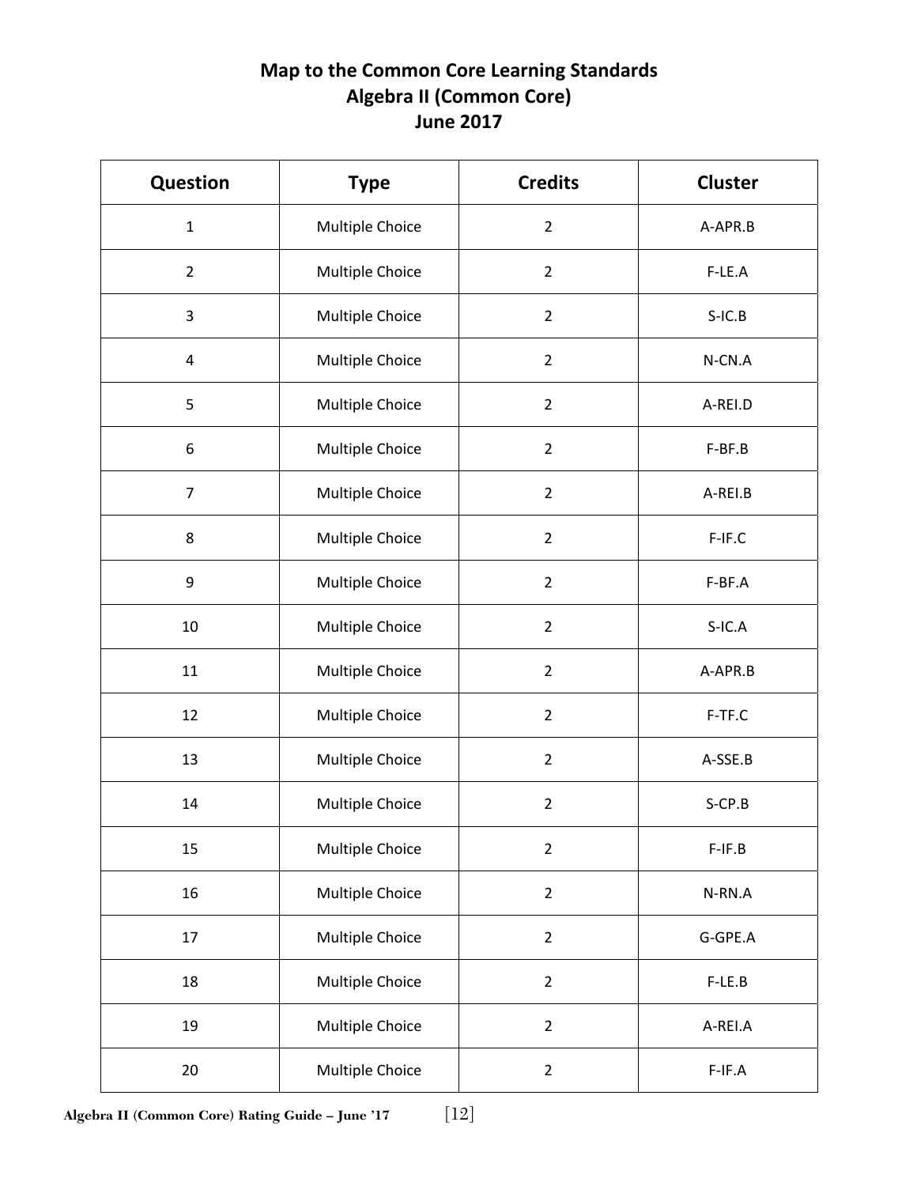# Map to the Common Core Learning Standards
## Algebra II (Common Core)
## June 2017

| Question | Type | Credits | Cluster |
|---|---|---|---|
| 1 | Multiple Choice | 2 | A-APR.B |
| 2 | Multiple Choice | 2 | F-LE.A |
| 3 | Multiple Choice | 2 | S-IC.B |
| 4 | Multiple Choice | 2 | N-CN.A |
| 5 | Multiple Choice | 2 | A-REI.D |
| 6 | Multiple Choice | 2 | F-BF.B |
| 7 | Multiple Choice | 2 | A-REI.B |
| 8 | Multiple Choice | 2 | F-IF.C |
| 9 | Multiple Choice | 2 | F-BF.A |
| 10 | Multiple Choice | 2 | S-IC.A |
| 11 | Multiple Choice | 2 | A-APR.B |
| 12 | Multiple Choice | 2 | F-TF.C |
| 13 | Multiple Choice | 2 | A-SSE.B |
| 14 | Multiple Choice | 2 | S-CP.B |
| 15 | Multiple Choice | 2 | F-IF.B |
| 16 | Multiple Choice | 2 | N-RN.A |
| 17 | Multiple Choice | 2 | G-GPE.A |
| 18 | Multiple Choice | 2 | F-LE.B |
| 19 | Multiple Choice | 2 | A-REI.A |
| 20 | Multiple Choice | 2 | F-IF.A |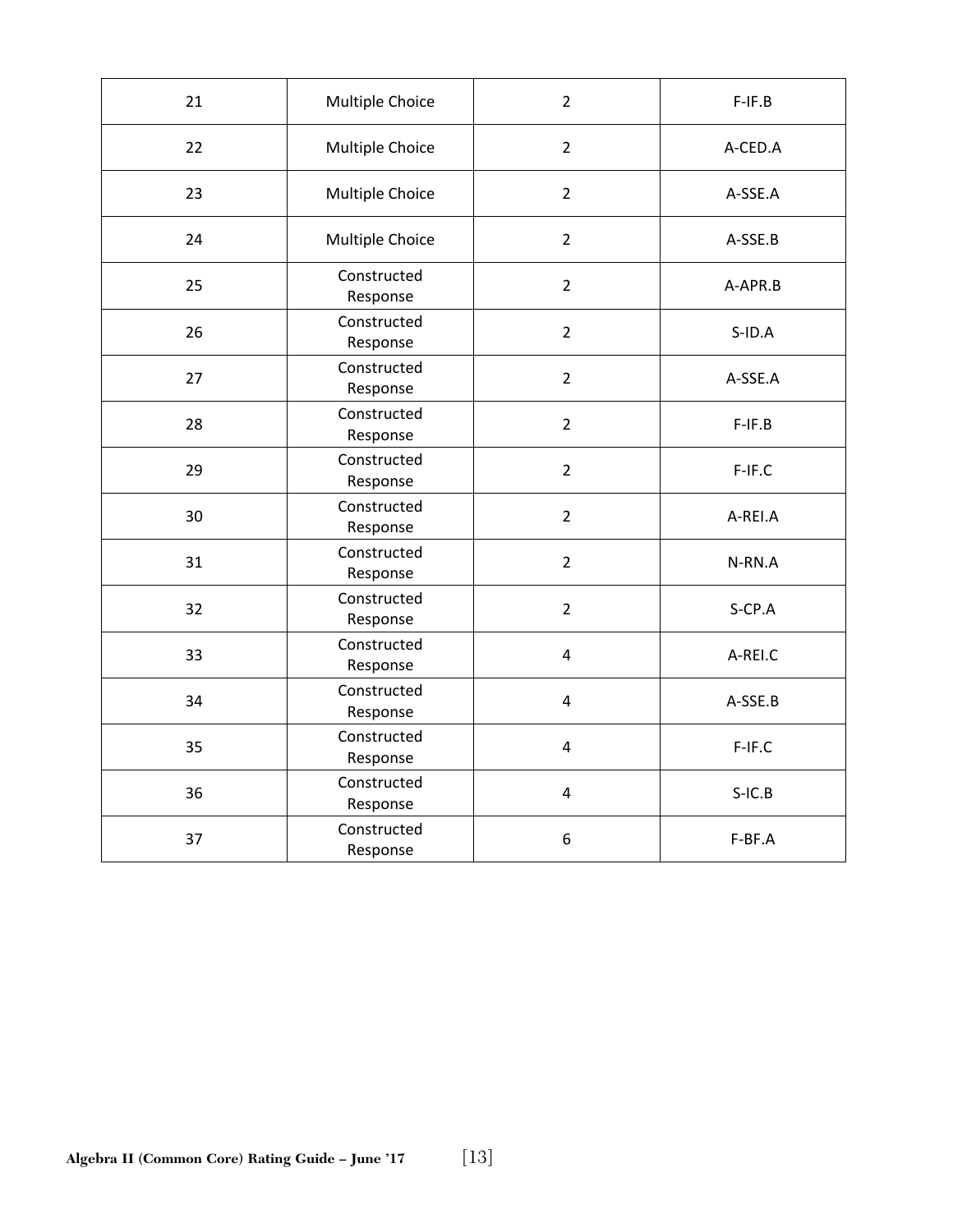| | | | |
|---|---|---|---|
| 21 | Multiple Choice | 2 | F-IF.B |
| 22 | Multiple Choice | 2 | A-CED.A |
| 23 | Multiple Choice | 2 | A-SSE.A |
| 24 | Multiple Choice | 2 | A-SSE.B |
| 25 | Constructed Response | 2 | A-APR.B |
| 26 | Constructed Response | 2 | S-ID.A |
| 27 | Constructed Response | 2 | A-SSE.A |
| 28 | Constructed Response | 2 | F-IF.B |
| 29 | Constructed Response | 2 | F-IF.C |
| 30 | Constructed Response | 2 | A-REI.A |
| 31 | Constructed Response | 2 | N-RN.A |
| 32 | Constructed Response | 2 | S-CP.A |
| 33 | Constructed Response | 4 | A-REI.C |
| 34 | Constructed Response | 4 | A-SSE.B |
| 35 | Constructed Response | 4 | F-IF.C |
| 36 | Constructed Response | 4 | S-IC.B |
| 37 | Constructed Response | 6 | F-BF.A |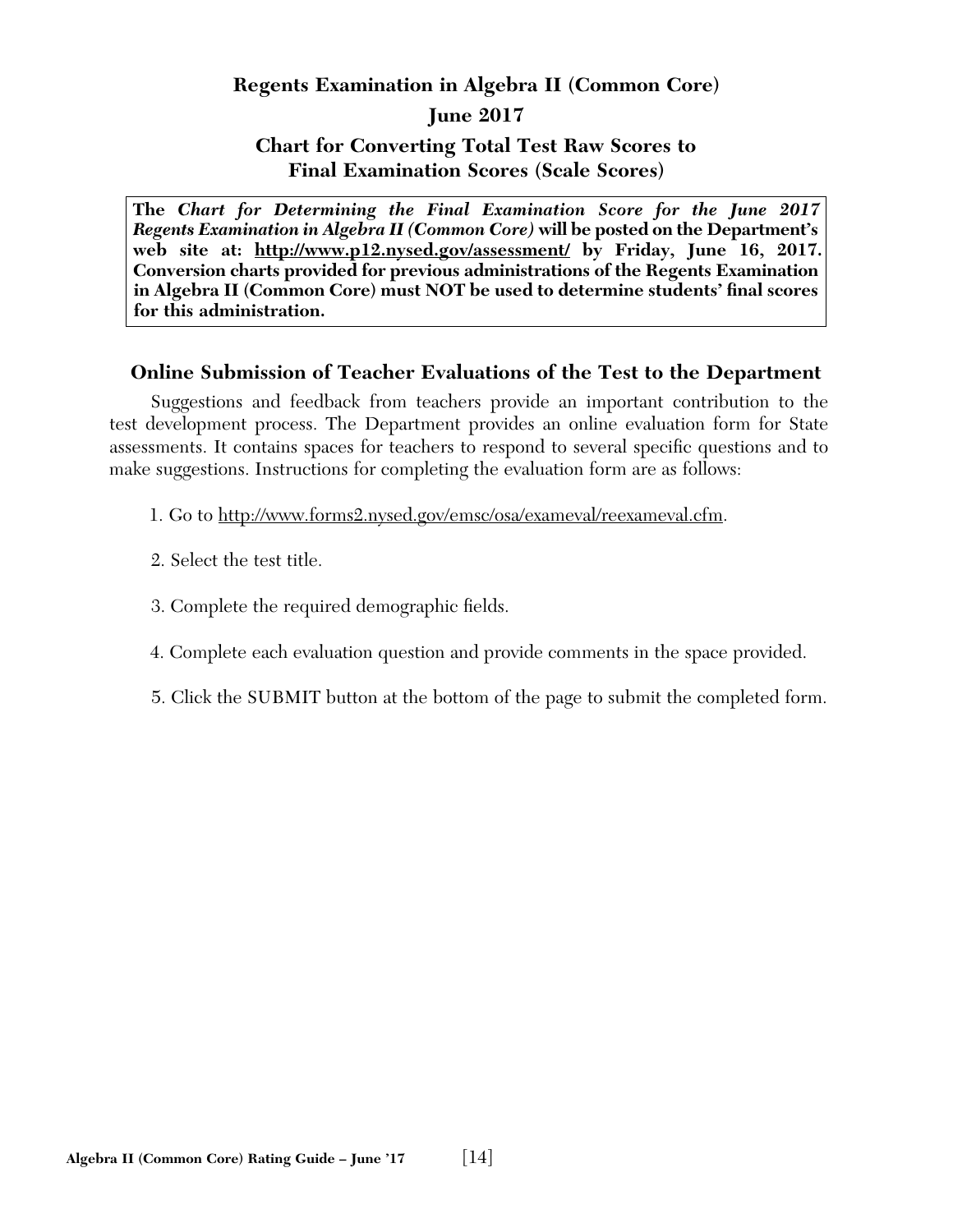# Regents Examination in Algebra II (Common Core)

## June 2017

## Chart for Converting Total Test Raw Scores to Final Examination Scores (Scale Scores)

**The *Chart for Determining the Final Examination Score for the June 2017 Regents Examination in Algebra II (Common Core)* will be posted on the Department's web site at: http://www.p12.nysed.gov/assessment/ by Friday, June 16, 2017. Conversion charts provided for previous administrations of the Regents Examination in Algebra II (Common Core) must NOT be used to determine students' final scores for this administration.**

### Online Submission of Teacher Evaluations of the Test to the Department

Suggestions and feedback from teachers provide an important contribution to the test development process. The Department provides an online evaluation form for State assessments. It contains spaces for teachers to respond to several specific questions and to make suggestions. Instructions for completing the evaluation form are as follows:

1. Go to http://www.forms2.nysed.gov/emsc/osa/exameval/reexameval.cfm.

2. Select the test title.

3. Complete the required demographic fields.

4. Complete each evaluation question and provide comments in the space provided.

5. Click the SUBMIT button at the bottom of the page to submit the completed form.